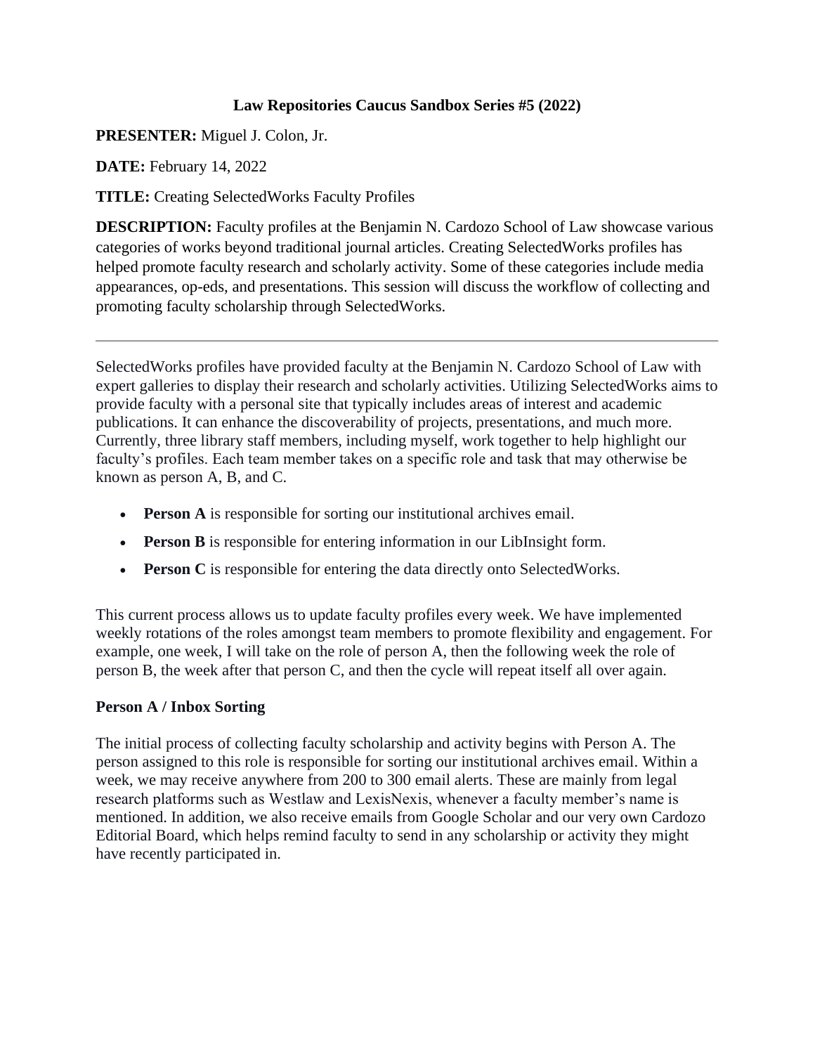# Law Repositories Caucus Sandbox Series #5 (2022)

**PRESENTER:** Miguel J. Colon, Jr.

**DATE:** February 14, 2022

**TITLE:** Creating SelectedWorks Faculty Profiles

**DESCRIPTION:** Faculty profiles at the Benjamin N. Cardozo School of Law showcase various categories of works beyond traditional journal articles. Creating SelectedWorks profiles has helped promote faculty research and scholarly activity. Some of these categories include media appearances, op-eds, and presentations. This session will discuss the workflow of collecting and promoting faculty scholarship through SelectedWorks.

---

SelectedWorks profiles have provided faculty at the Benjamin N. Cardozo School of Law with expert galleries to display their research and scholarly activities. Utilizing SelectedWorks aims to provide faculty with a personal site that typically includes areas of interest and academic publications. It can enhance the discoverability of projects, presentations, and much more. Currently, three library staff members, including myself, work together to help highlight our faculty's profiles. Each team member takes on a specific role and task that may otherwise be known as person A, B, and C.

- **Person A** is responsible for sorting our institutional archives email.
- **Person B** is responsible for entering information in our LibInsight form.
- **Person C** is responsible for entering the data directly onto SelectedWorks.

This current process allows us to update faculty profiles every week. We have implemented weekly rotations of the roles amongst team members to promote flexibility and engagement. For example, one week, I will take on the role of person A, then the following week the role of person B, the week after that person C, and then the cycle will repeat itself all over again.

**Person A / Inbox Sorting**

The initial process of collecting faculty scholarship and activity begins with Person A. The person assigned to this role is responsible for sorting our institutional archives email. Within a week, we may receive anywhere from 200 to 300 email alerts. These are mainly from legal research platforms such as Westlaw and LexisNexis, whenever a faculty member's name is mentioned. In addition, we also receive emails from Google Scholar and our very own Cardozo Editorial Board, which helps remind faculty to send in any scholarship or activity they might have recently participated in.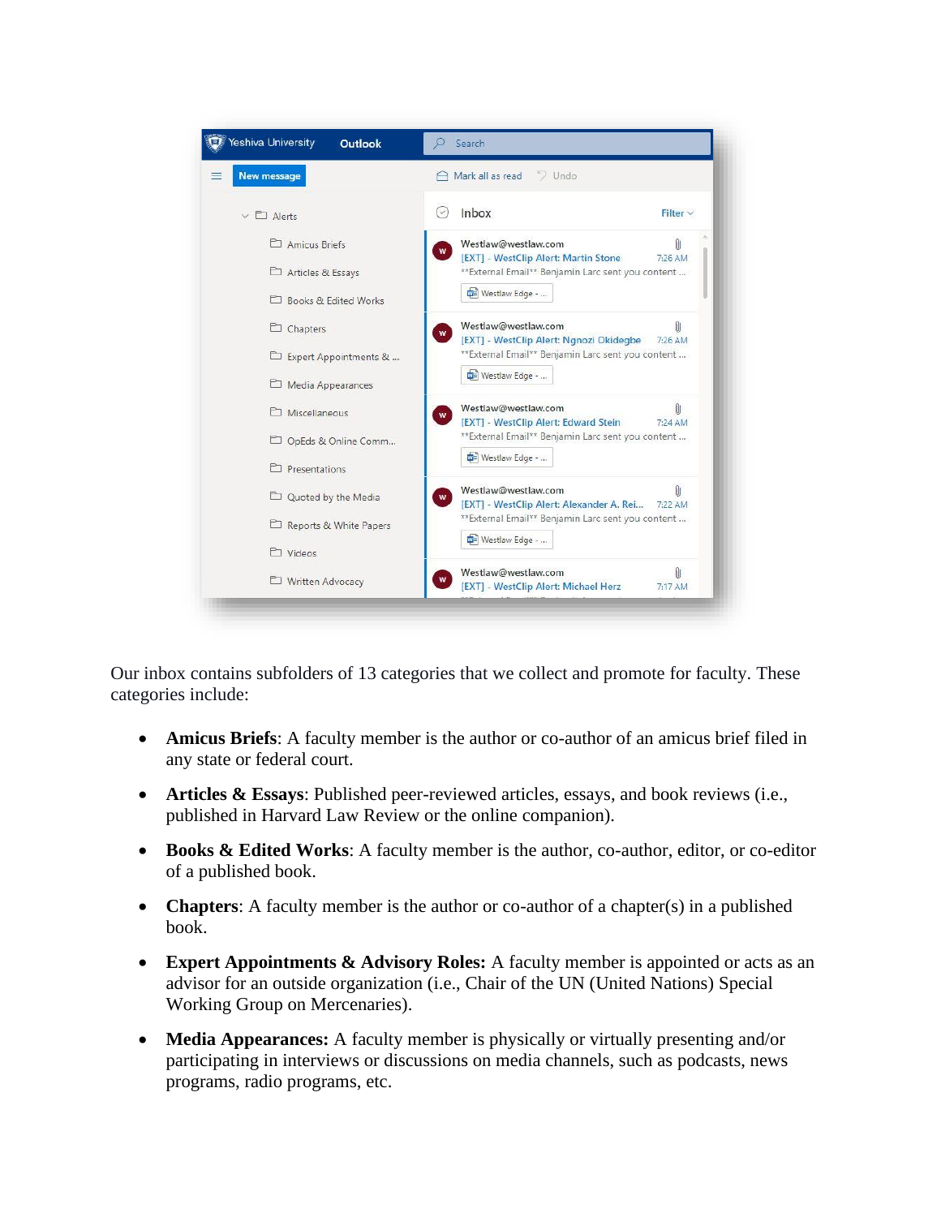Our inbox contains subfolders of 13 categories that we collect and promote for faculty. These categories include:

- **Amicus Briefs**: A faculty member is the author or co-author of an amicus brief filed in any state or federal court.
- **Articles & Essays**: Published peer-reviewed articles, essays, and book reviews (i.e., published in Harvard Law Review or the online companion).
- **Books & Edited Works**: A faculty member is the author, co-author, editor, or co-editor of a published book.
- **Chapters**: A faculty member is the author or co-author of a chapter(s) in a published book.
- **Expert Appointments & Advisory Roles:** A faculty member is appointed or acts as an advisor for an outside organization (i.e., Chair of the UN (United Nations) Special Working Group on Mercenaries).
- **Media Appearances:** A faculty member is physically or virtually presenting and/or participating in interviews or discussions on media channels, such as podcasts, news programs, radio programs, etc.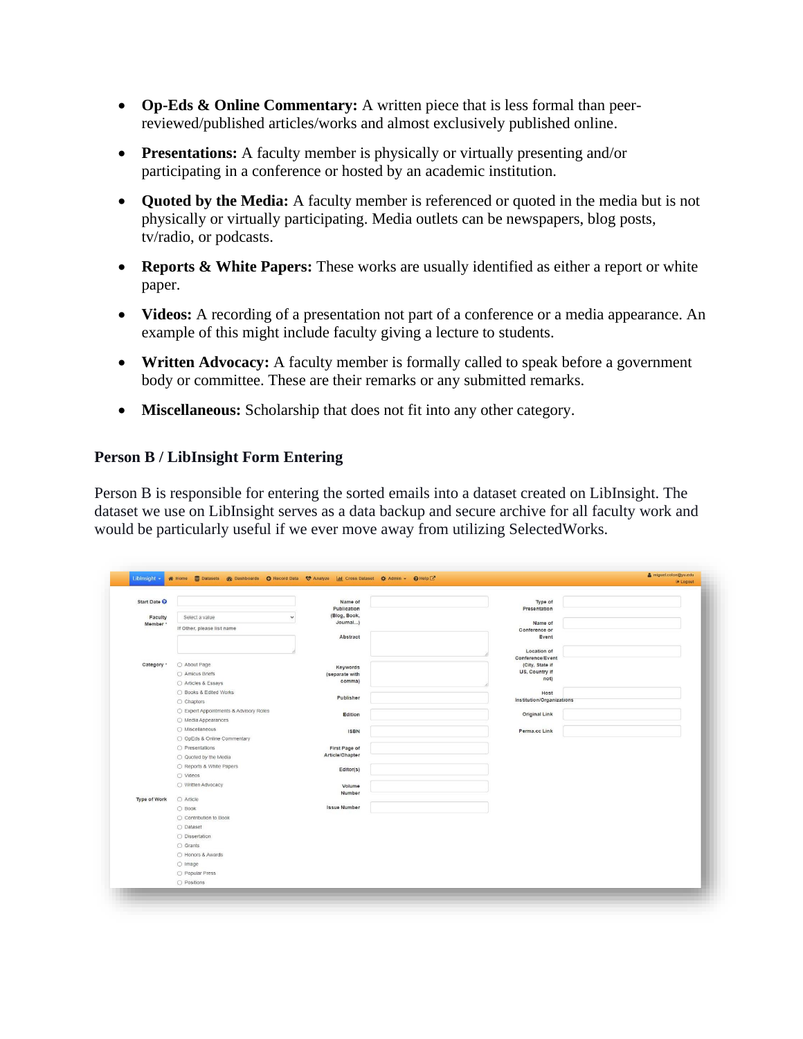- **Op-Eds & Online Commentary:** A written piece that is less formal than peer-reviewed/published articles/works and almost exclusively published online.
- **Presentations:** A faculty member is physically or virtually presenting and/or participating in a conference or hosted by an academic institution.
- **Quoted by the Media:** A faculty member is referenced or quoted in the media but is not physically or virtually participating. Media outlets can be newspapers, blog posts, tv/radio, or podcasts.
- **Reports & White Papers:** These works are usually identified as either a report or white paper.
- **Videos:** A recording of a presentation not part of a conference or a media appearance. An example of this might include faculty giving a lecture to students.
- **Written Advocacy:** A faculty member is formally called to speak before a government body or committee. These are their remarks or any submitted remarks.
- **Miscellaneous:** Scholarship that does not fit into any other category.

### Person B / LibInsight Form Entering

Person B is responsible for entering the sorted emails into a dataset created on LibInsight. The dataset we use on LibInsight serves as a data backup and secure archive for all faculty work and would be particularly useful if we ever move away from utilizing SelectedWorks.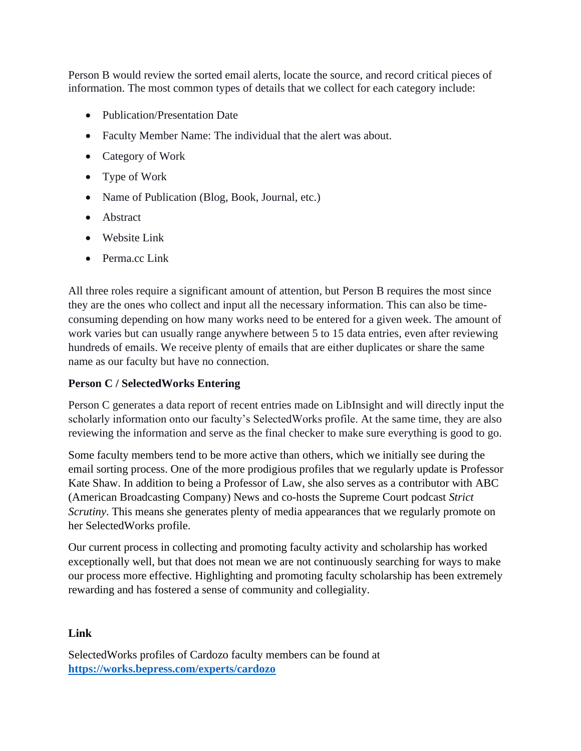Person B would review the sorted email alerts, locate the source, and record critical pieces of information. The most common types of details that we collect for each category include:

- Publication/Presentation Date
- Faculty Member Name: The individual that the alert was about.
- Category of Work
- Type of Work
- Name of Publication (Blog, Book, Journal, etc.)
- Abstract
- Website Link
- Perma.cc Link

All three roles require a significant amount of attention, but Person B requires the most since they are the ones who collect and input all the necessary information. This can also be time-consuming depending on how many works need to be entered for a given week. The amount of work varies but can usually range anywhere between 5 to 15 data entries, even after reviewing hundreds of emails. We receive plenty of emails that are either duplicates or share the same name as our faculty but have no connection.

**Person C / SelectedWorks Entering**

Person C generates a data report of recent entries made on LibInsight and will directly input the scholarly information onto our faculty's SelectedWorks profile. At the same time, they are also reviewing the information and serve as the final checker to make sure everything is good to go.

Some faculty members tend to be more active than others, which we initially see during the email sorting process. One of the more prodigious profiles that we regularly update is Professor Kate Shaw. In addition to being a Professor of Law, she also serves as a contributor with ABC (American Broadcasting Company) News and co-hosts the Supreme Court podcast *Strict Scrutiny*. This means she generates plenty of media appearances that we regularly promote on her SelectedWorks profile.

Our current process in collecting and promoting faculty activity and scholarship has worked exceptionally well, but that does not mean we are not continuously searching for ways to make our process more effective. Highlighting and promoting faculty scholarship has been extremely rewarding and has fostered a sense of community and collegiality.

**Link**

SelectedWorks profiles of Cardozo faculty members can be found at **https://works.bepress.com/experts/cardozo**